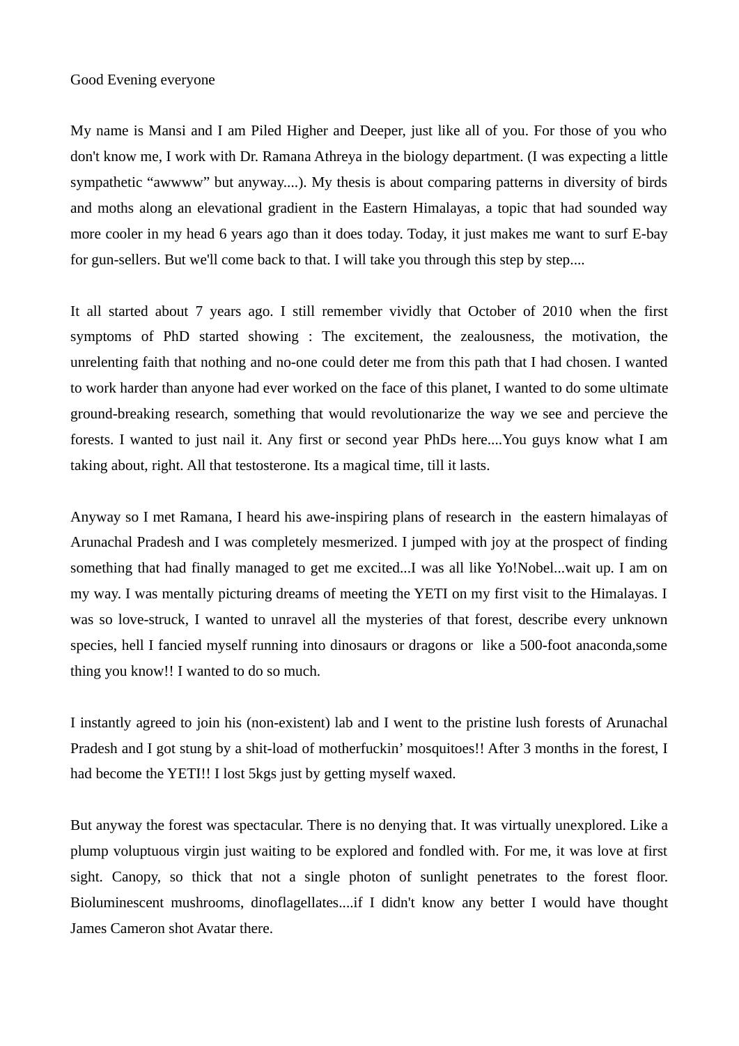Good Evening everyone

My name is Mansi and I am Piled Higher and Deeper, just like all of you. For those of you who don't know me, I work with Dr. Ramana Athreya in the biology department. (I was expecting a little sympathetic "awwww" but anyway....). My thesis is about comparing patterns in diversity of birds and moths along an elevational gradient in the Eastern Himalayas, a topic that had sounded way more cooler in my head 6 years ago than it does today. Today, it just makes me want to surf E-bay for gun-sellers. But we'll come back to that. I will take you through this step by step....

It all started about 7 years ago. I still remember vividly that October of 2010 when the first symptoms of PhD started showing : The excitement, the zealousness, the motivation, the unrelenting faith that nothing and no-one could deter me from this path that I had chosen. I wanted to work harder than anyone had ever worked on the face of this planet, I wanted to do some ultimate ground-breaking research, something that would revolutionarize the way we see and percieve the forests. I wanted to just nail it. Any first or second year PhDs here....You guys know what I am taking about, right. All that testosterone. Its a magical time, till it lasts.

Anyway so I met Ramana, I heard his awe-inspiring plans of research in the eastern himalayas of Arunachal Pradesh and I was completely mesmerized. I jumped with joy at the prospect of finding something that had finally managed to get me excited...I was all like Yo!Nobel...wait up. I am on my way. I was mentally picturing dreams of meeting the YETI on my first visit to the Himalayas. I was so love-struck, I wanted to unravel all the mysteries of that forest, describe every unknown species, hell I fancied myself running into dinosaurs or dragons or like a 500-foot anaconda,some thing you know!! I wanted to do so much.

I instantly agreed to join his (non-existent) lab and I went to the pristine lush forests of Arunachal Pradesh and I got stung by a shit-load of motherfuckin' mosquitoes!! After 3 months in the forest, I had become the YETI!! I lost 5kgs just by getting myself waxed.

But anyway the forest was spectacular. There is no denying that. It was virtually unexplored. Like a plump voluptuous virgin just waiting to be explored and fondled with. For me, it was love at first sight. Canopy, so thick that not a single photon of sunlight penetrates to the forest floor. Bioluminescent mushrooms, dinoflagellates....if I didn't know any better I would have thought James Cameron shot Avatar there.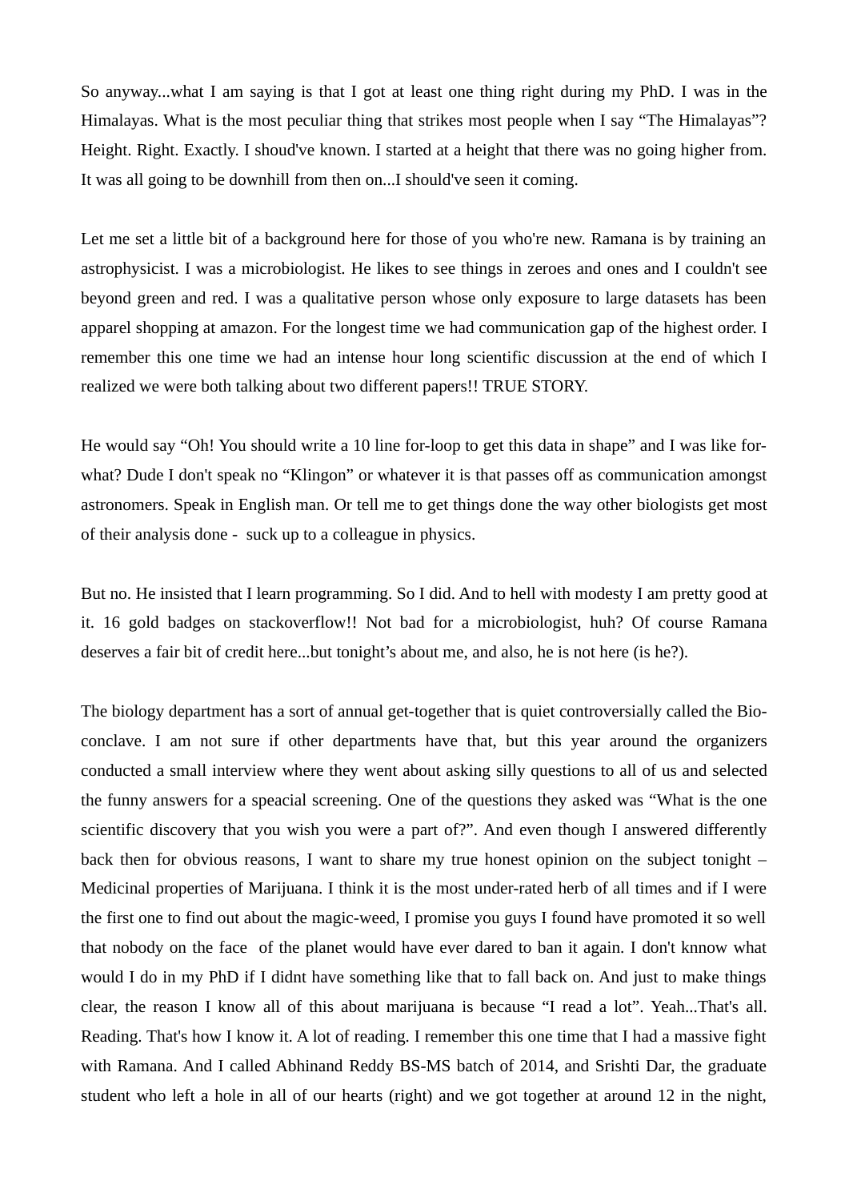So anyway...what I am saying is that I got at least one thing right during my PhD. I was in the Himalayas. What is the most peculiar thing that strikes most people when I say “The Himalayas”? Height. Right. Exactly. I shoud've known. I started at a height that there was no going higher from. It was all going to be downhill from then on...I should've seen it coming.

Let me set a little bit of a background here for those of you who're new. Ramana is by training an astrophysicist. I was a microbiologist. He likes to see things in zeroes and ones and I couldn't see beyond green and red. I was a qualitative person whose only exposure to large datasets has been apparel shopping at amazon. For the longest time we had communication gap of the highest order. I remember this one time we had an intense hour long scientific discussion at the end of which I realized we were both talking about two different papers!! TRUE STORY.

He would say “Oh! You should write a 10 line for-loop to get this data in shape” and I was like for-what? Dude I don't speak no “Klingon” or whatever it is that passes off as communication amongst astronomers. Speak in English man. Or tell me to get things done the way other biologists get most of their analysis done - suck up to a colleague in physics.

But no. He insisted that I learn programming. So I did. And to hell with modesty I am pretty good at it. 16 gold badges on stackoverflow!! Not bad for a microbiologist, huh? Of course Ramana deserves a fair bit of credit here...but tonight’s about me, and also, he is not here (is he?).

The biology department has a sort of annual get-together that is quiet controversially called the Bio-conclave. I am not sure if other departments have that, but this year around the organizers conducted a small interview where they went about asking silly questions to all of us and selected the funny answers for a speacial screening. One of the questions they asked was “What is the one scientific discovery that you wish you were a part of?”. And even though I answered differently back then for obvious reasons, I want to share my true honest opinion on the subject tonight – Medicinal properties of Marijuana. I think it is the most under-rated herb of all times and if I were the first one to find out about the magic-weed, I promise you guys I found have promoted it so well that nobody on the face of the planet would have ever dared to ban it again. I don't knnow what would I do in my PhD if I didnt have something like that to fall back on. And just to make things clear, the reason I know all of this about marijuana is because “I read a lot”. Yeah...That's all. Reading. That's how I know it. A lot of reading. I remember this one time that I had a massive fight with Ramana. And I called Abhinand Reddy BS-MS batch of 2014, and Srishti Dar, the graduate student who left a hole in all of our hearts (right) and we got together at around 12 in the night,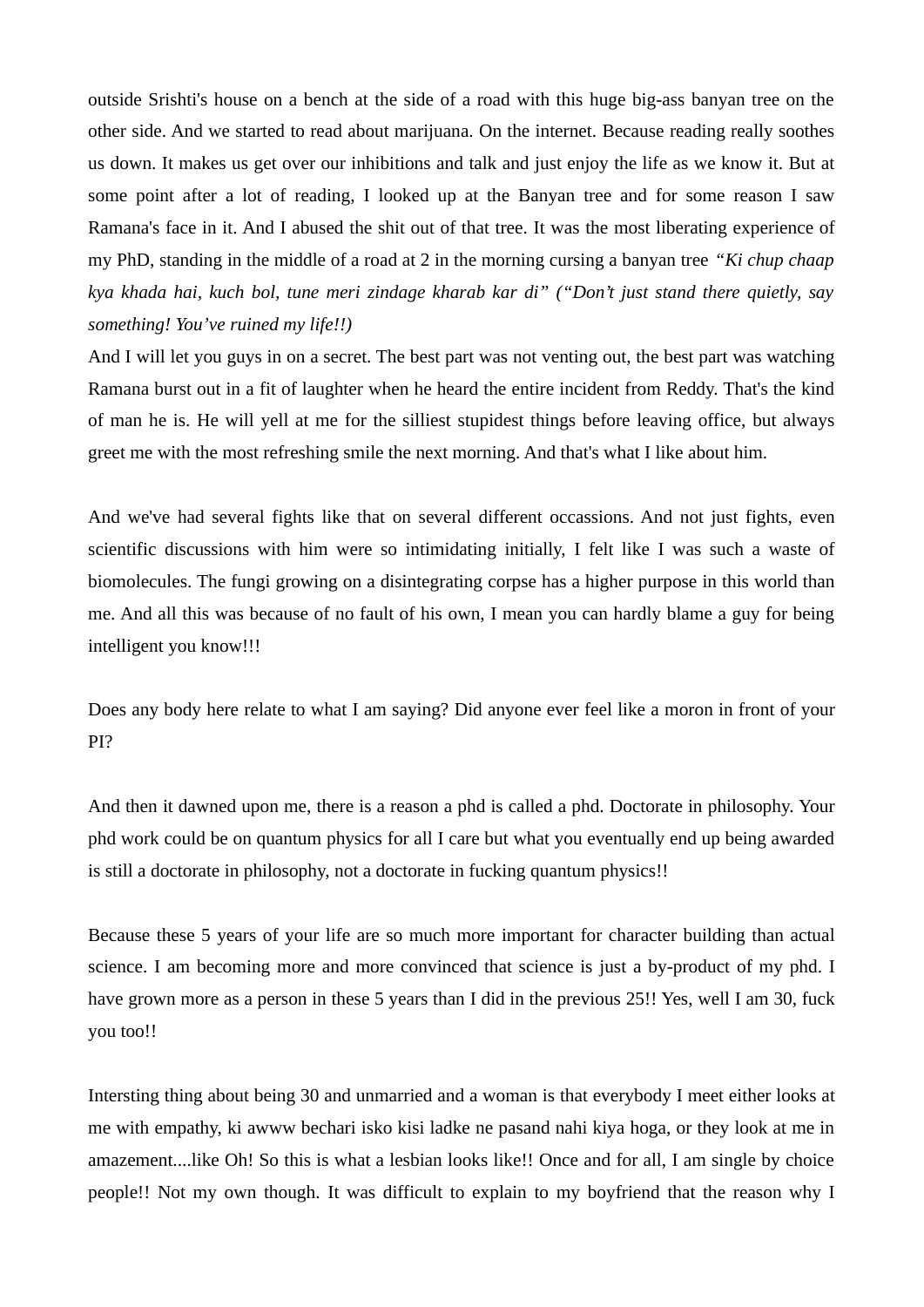outside Srishti's house on a bench at the side of a road with this huge big-ass banyan tree on the other side. And we started to read about marijuana. On the internet. Because reading really soothes us down. It makes us get over our inhibitions and talk and just enjoy the life as we know it. But at some point after a lot of reading, I looked up at the Banyan tree and for some reason I saw Ramana's face in it. And I abused the shit out of that tree. It was the most liberating experience of my PhD, standing in the middle of a road at 2 in the morning cursing a banyan tree *"Ki chup chaap kya khada hai, kuch bol, tune meri zindage kharab kar di" ("Don't just stand there quietly, say something! You've ruined my life!!)*

And I will let you guys in on a secret. The best part was not venting out, the best part was watching Ramana burst out in a fit of laughter when he heard the entire incident from Reddy. That's the kind of man he is. He will yell at me for the silliest stupidest things before leaving office, but always greet me with the most refreshing smile the next morning. And that's what I like about him.

And we've had several fights like that on several different occassions. And not just fights, even scientific discussions with him were so intimidating initially, I felt like I was such a waste of biomolecules. The fungi growing on a disintegrating corpse has a higher purpose in this world than me. And all this was because of no fault of his own, I mean you can hardly blame a guy for being intelligent you know!!!

Does any body here relate to what I am saying? Did anyone ever feel like a moron in front of your PI?

And then it dawned upon me, there is a reason a phd is called a phd. Doctorate in philosophy. Your phd work could be on quantum physics for all I care but what you eventually end up being awarded is still a doctorate in philosophy, not a doctorate in fucking quantum physics!!

Because these 5 years of your life are so much more important for character building than actual science. I am becoming more and more convinced that science is just a by-product of my phd. I have grown more as a person in these 5 years than I did in the previous 25!! Yes, well I am 30, fuck you too!!

Intersting thing about being 30 and unmarried and a woman is that everybody I meet either looks at me with empathy, ki awww bechari isko kisi ladke ne pasand nahi kiya hoga, or they look at me in amazement....like Oh! So this is what a lesbian looks like!! Once and for all, I am single by choice people!! Not my own though. It was difficult to explain to my boyfriend that the reason why I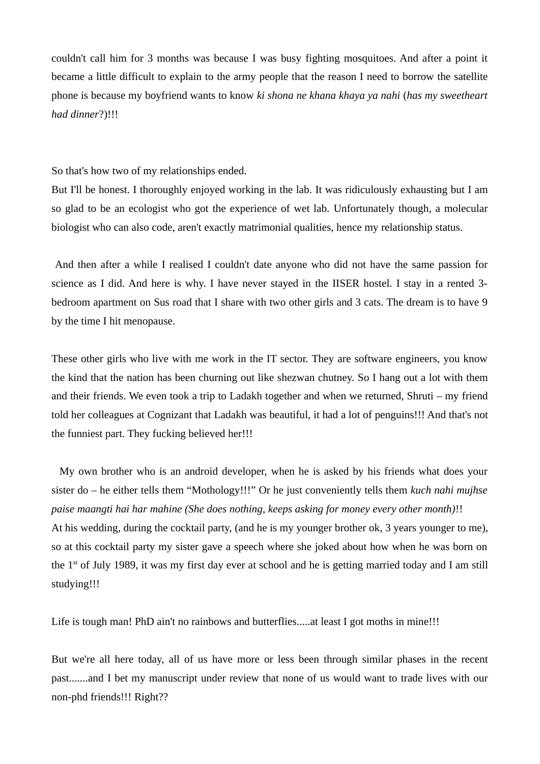couldn't call him for 3 months was because I was busy fighting mosquitoes. And after a point it became a little difficult to explain to the army people that the reason I need to borrow the satellite phone is because my boyfriend wants to know *ki shona ne khana khaya ya nahi* (*has my sweetheart had dinner*?)!!!

So that's how two of my relationships ended.
But I'll be honest. I thoroughly enjoyed working in the lab. It was ridiculously exhausting but I am so glad to be an ecologist who got the experience of wet lab. Unfortunately though, a molecular biologist who can also code, aren't exactly matrimonial qualities, hence my relationship status.

And then after a while I realised I couldn't date anyone who did not have the same passion for science as I did. And here is why. I have never stayed in the IISER hostel. I stay in a rented 3-bedroom apartment on Sus road that I share with two other girls and 3 cats. The dream is to have 9 by the time I hit menopause.

These other girls who live with me work in the IT sector. They are software engineers, you know the kind that the nation has been churning out like shezwan chutney. So I hang out a lot with them and their friends. We even took a trip to Ladakh together and when we returned, Shruti – my friend told her colleagues at Cognizant that Ladakh was beautiful, it had a lot of penguins!!! And that's not the funniest part. They fucking believed her!!!

My own brother who is an android developer, when he is asked by his friends what does your sister do – he either tells them “Mothology!!!” Or he just conveniently tells them *kuch nahi mujhse paise maangti hai har mahine (She does nothing, keeps asking for money every other month)*!!
At his wedding, during the cocktail party, (and he is my younger brother ok, 3 years younger to me), so at this cocktail party my sister gave a speech where she joked about how when he was born on the 1st of July 1989, it was my first day ever at school and he is getting married today and I am still studying!!!

Life is tough man! PhD ain't no rainbows and butterflies.....at least I got moths in mine!!!

But we're all here today, all of us have more or less been through similar phases in the recent past.......and I bet my manuscript under review that none of us would want to trade lives with our non-phd friends!!! Right??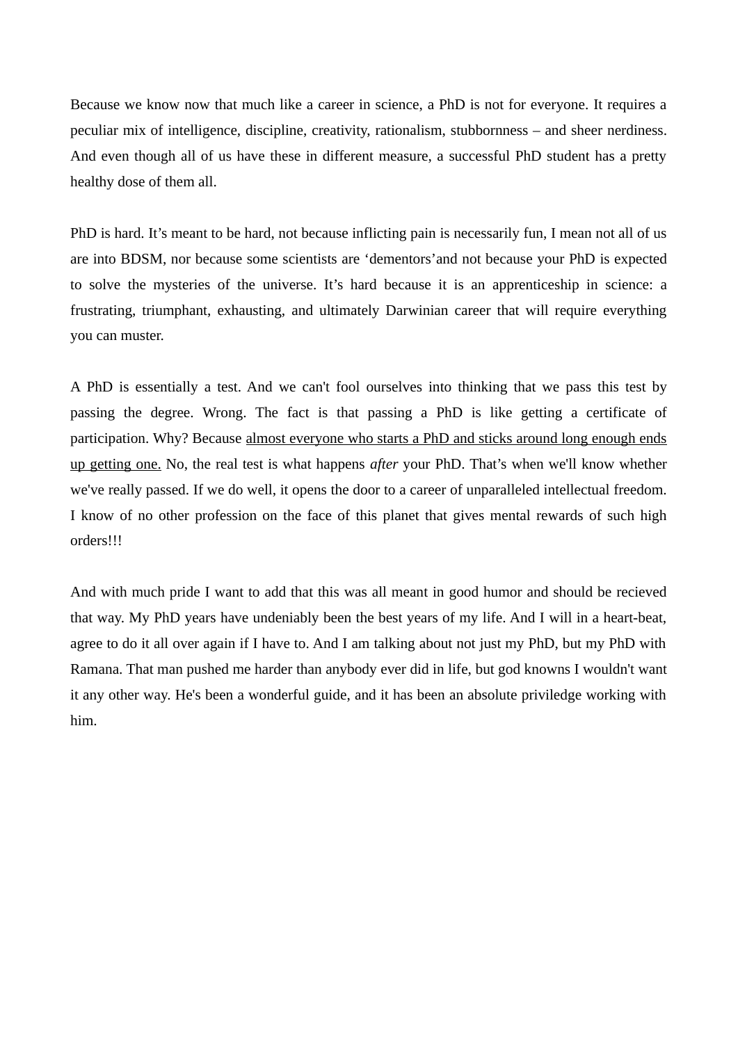Because we know now that much like a career in science, a PhD is not for everyone. It requires a peculiar mix of intelligence, discipline, creativity, rationalism, stubbornness – and sheer nerdiness. And even though all of us have these in different measure, a successful PhD student has a pretty healthy dose of them all.

PhD is hard. It's meant to be hard, not because inflicting pain is necessarily fun, I mean not all of us are into BDSM, nor because some scientists are 'dementors'and not because your PhD is expected to solve the mysteries of the universe. It's hard because it is an apprenticeship in science: a frustrating, triumphant, exhausting, and ultimately Darwinian career that will require everything you can muster.

A PhD is essentially a test. And we can't fool ourselves into thinking that we pass this test by passing the degree. Wrong. The fact is that passing a PhD is like getting a certificate of participation. Why? Because almost everyone who starts a PhD and sticks around long enough ends up getting one. No, the real test is what happens *after* your PhD. That's when we'll know whether we've really passed. If we do well, it opens the door to a career of unparalleled intellectual freedom. I know of no other profession on the face of this planet that gives mental rewards of such high orders!!!

And with much pride I want to add that this was all meant in good humor and should be recieved that way. My PhD years have undeniably been the best years of my life. And I will in a heart-beat, agree to do it all over again if I have to. And I am talking about not just my PhD, but my PhD with Ramana. That man pushed me harder than anybody ever did in life, but god knowns I wouldn't want it any other way. He's been a wonderful guide, and it has been an absolute priviledge working with him.